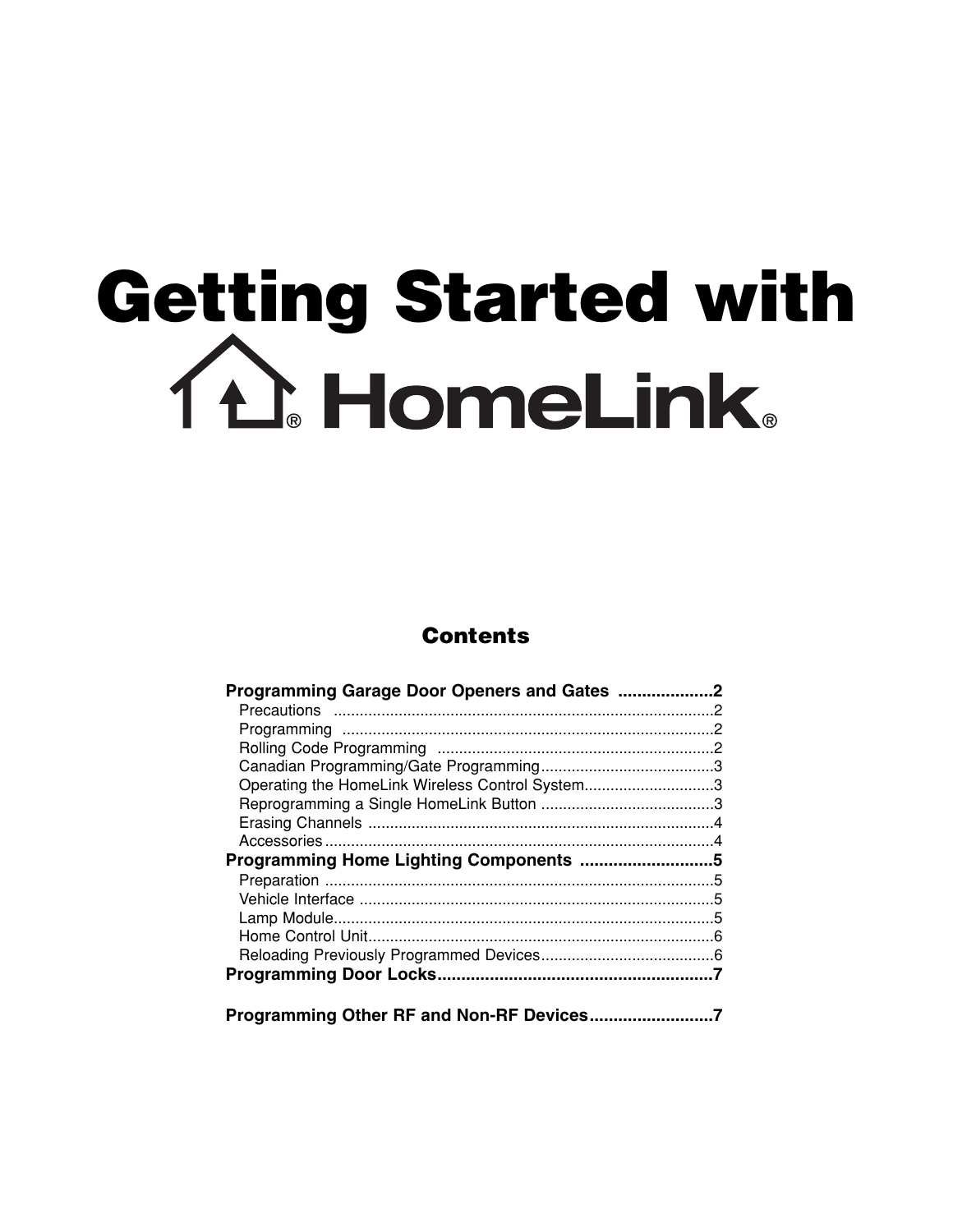# Getting Started with HomeLink®

## Contents

**Programming Garage Door Openers and Gates** ....................2
- Precautions ....................2
- Programming ....................2
- Rolling Code Programming ....................2
- Canadian Programming/Gate Programming ....................3
- Operating the HomeLink Wireless Control System ....................3
- Reprogramming a Single HomeLink Button ....................3
- Erasing Channels ....................4
- Accessories ....................4

**Programming Home Lighting Components** ....................5
- Preparation ....................5
- Vehicle Interface ....................5
- Lamp Module ....................5
- Home Control Unit ....................6
- Reloading Previously Programmed Devices ....................6

**Programming Door Locks** ....................7

**Programming Other RF and Non-RF Devices** ....................7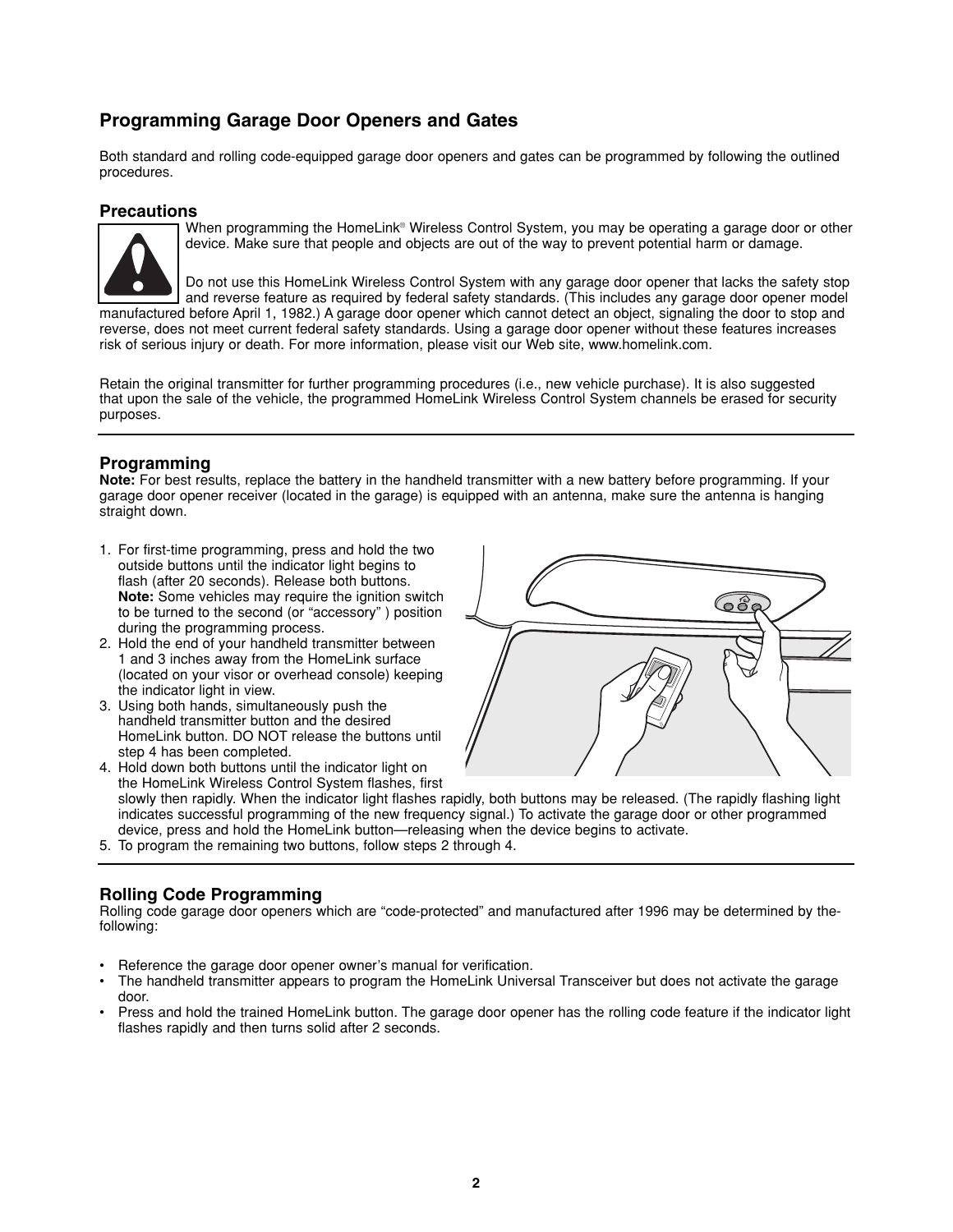## Programming Garage Door Openers and Gates

Both standard and rolling code-equipped garage door openers and gates can be programmed by following the outlined procedures.

### Precautions

When programming the HomeLink® Wireless Control System, you may be operating a garage door or other device. Make sure that people and objects are out of the way to prevent potential harm or damage.

Do not use this HomeLink Wireless Control System with any garage door opener that lacks the safety stop and reverse feature as required by federal safety standards. (This includes any garage door opener model manufactured before April 1, 1982.) A garage door opener which cannot detect an object, signaling the door to stop and reverse, does not meet current federal safety standards. Using a garage door opener without these features increases risk of serious injury or death. For more information, please visit our Web site, www.homelink.com.

Retain the original transmitter for further programming procedures (i.e., new vehicle purchase). It is also suggested that upon the sale of the vehicle, the programmed HomeLink Wireless Control System channels be erased for security purposes.

### Programming

**Note:** For best results, replace the battery in the handheld transmitter with a new battery before programming. If your garage door opener receiver (located in the garage) is equipped with an antenna, make sure the antenna is hanging straight down.

1. For first-time programming, press and hold the two outside buttons until the indicator light begins to flash (after 20 seconds). Release both buttons. **Note:** Some vehicles may require the ignition switch to be turned to the second (or "accessory" ) position during the programming process.
2. Hold the end of your handheld transmitter between 1 and 3 inches away from the HomeLink surface (located on your visor or overhead console) keeping the indicator light in view.
3. Using both hands, simultaneously push the handheld transmitter button and the desired HomeLink button. DO NOT release the buttons until step 4 has been completed.
4. Hold down both buttons until the indicator light on the HomeLink Wireless Control System flashes, first slowly then rapidly. When the indicator light flashes rapidly, both buttons may be released. (The rapidly flashing light indicates successful programming of the new frequency signal.) To activate the garage door or other programmed device, press and hold the HomeLink button—releasing when the device begins to activate.
5. To program the remaining two buttons, follow steps 2 through 4.

### Rolling Code Programming

Rolling code garage door openers which are "code-protected" and manufactured after 1996 may be determined by the following:

- Reference the garage door opener owner's manual for verification.
- The handheld transmitter appears to program the HomeLink Universal Transceiver but does not activate the garage door.
- Press and hold the trained HomeLink button. The garage door opener has the rolling code feature if the indicator light flashes rapidly and then turns solid after 2 seconds.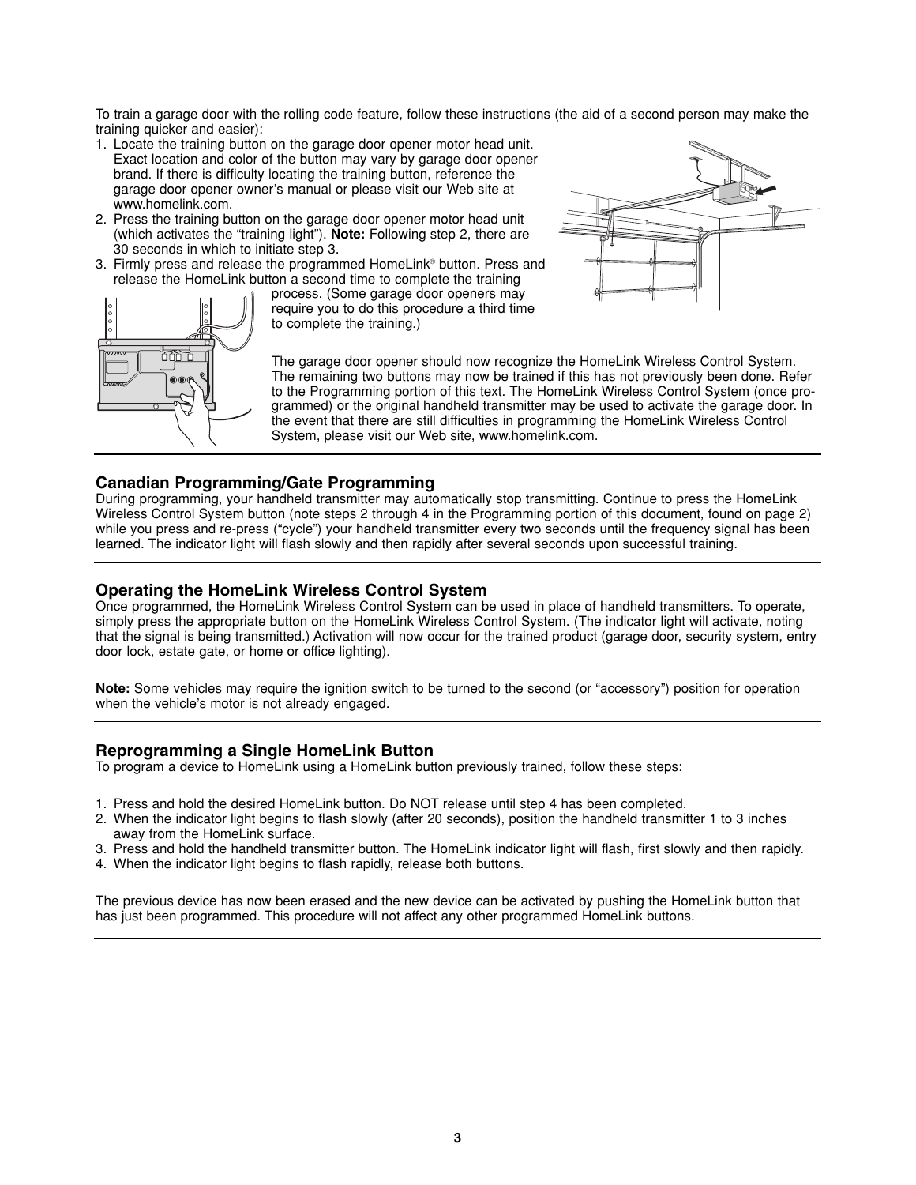To train a garage door with the rolling code feature, follow these instructions (the aid of a second person may make the training quicker and easier):

1. Locate the training button on the garage door opener motor head unit. Exact location and color of the button may vary by garage door opener brand. If there is difficulty locating the training button, reference the garage door opener owner's manual or please visit our Web site at www.homelink.com.
2. Press the training button on the garage door opener motor head unit (which activates the "training light"). **Note:** Following step 2, there are 30 seconds in which to initiate step 3.
3. Firmly press and release the programmed HomeLink® button. Press and release the HomeLink button a second time to complete the training process. (Some garage door openers may require you to do this procedure a third time to complete the training.)

The garage door opener should now recognize the HomeLink Wireless Control System. The remaining two buttons may now be trained if this has not previously been done. Refer to the Programming portion of this text. The HomeLink Wireless Control System (once programmed) or the original handheld transmitter may be used to activate the garage door. In the event that there are still difficulties in programming the HomeLink Wireless Control System, please visit our Web site, www.homelink.com.

## Canadian Programming/Gate Programming

During programming, your handheld transmitter may automatically stop transmitting. Continue to press the HomeLink Wireless Control System button (note steps 2 through 4 in the Programming portion of this document, found on page 2) while you press and re-press ("cycle") your handheld transmitter every two seconds until the frequency signal has been learned. The indicator light will flash slowly and then rapidly after several seconds upon successful training.

## Operating the HomeLink Wireless Control System

Once programmed, the HomeLink Wireless Control System can be used in place of handheld transmitters. To operate, simply press the appropriate button on the HomeLink Wireless Control System. (The indicator light will activate, noting that the signal is being transmitted.) Activation will now occur for the trained product (garage door, security system, entry door lock, estate gate, or home or office lighting).

**Note:** Some vehicles may require the ignition switch to be turned to the second (or "accessory") position for operation when the vehicle's motor is not already engaged.

## Reprogramming a Single HomeLink Button

To program a device to HomeLink using a HomeLink button previously trained, follow these steps:

1. Press and hold the desired HomeLink button. Do NOT release until step 4 has been completed.
2. When the indicator light begins to flash slowly (after 20 seconds), position the handheld transmitter 1 to 3 inches away from the HomeLink surface.
3. Press and hold the handheld transmitter button. The HomeLink indicator light will flash, first slowly and then rapidly.
4. When the indicator light begins to flash rapidly, release both buttons.

The previous device has now been erased and the new device can be activated by pushing the HomeLink button that has just been programmed. This procedure will not affect any other programmed HomeLink buttons.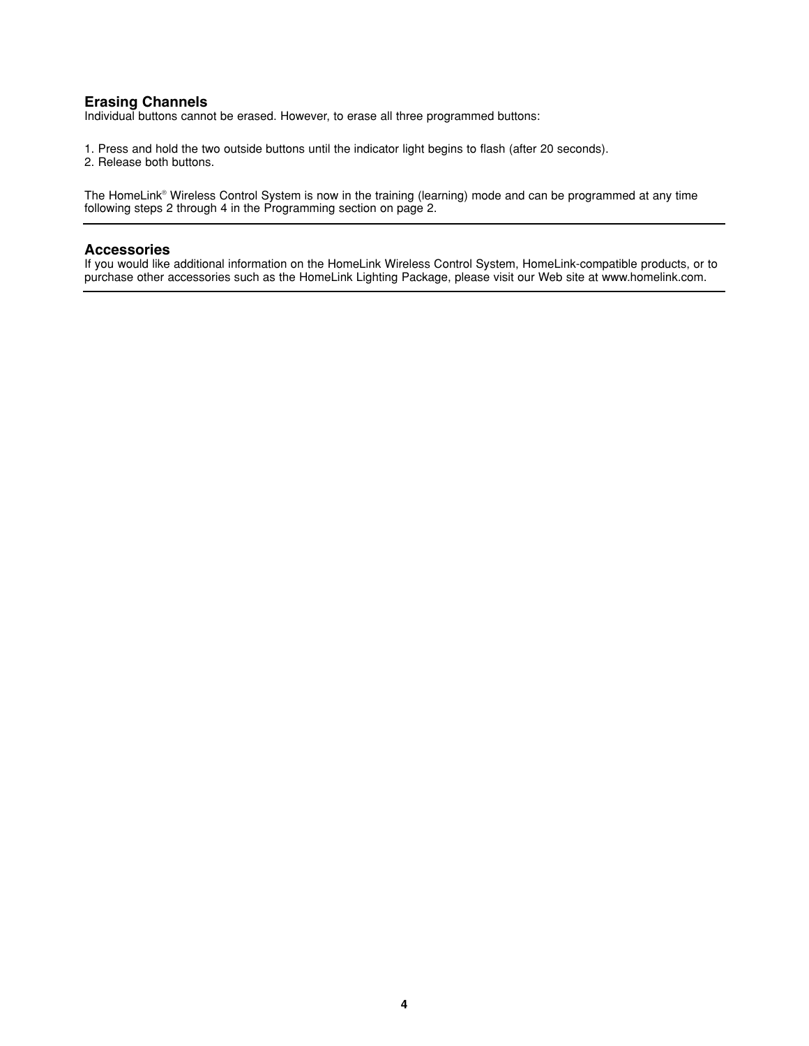## Erasing Channels

Individual buttons cannot be erased. However, to erase all three programmed buttons:

1. Press and hold the two outside buttons until the indicator light begins to flash (after 20 seconds).
2. Release both buttons.

The HomeLink® Wireless Control System is now in the training (learning) mode and can be programmed at any time following steps 2 through 4 in the Programming section on page 2.

---

## Accessories

If you would like additional information on the HomeLink Wireless Control System, HomeLink-compatible products, or to purchase other accessories such as the HomeLink Lighting Package, please visit our Web site at www.homelink.com.

---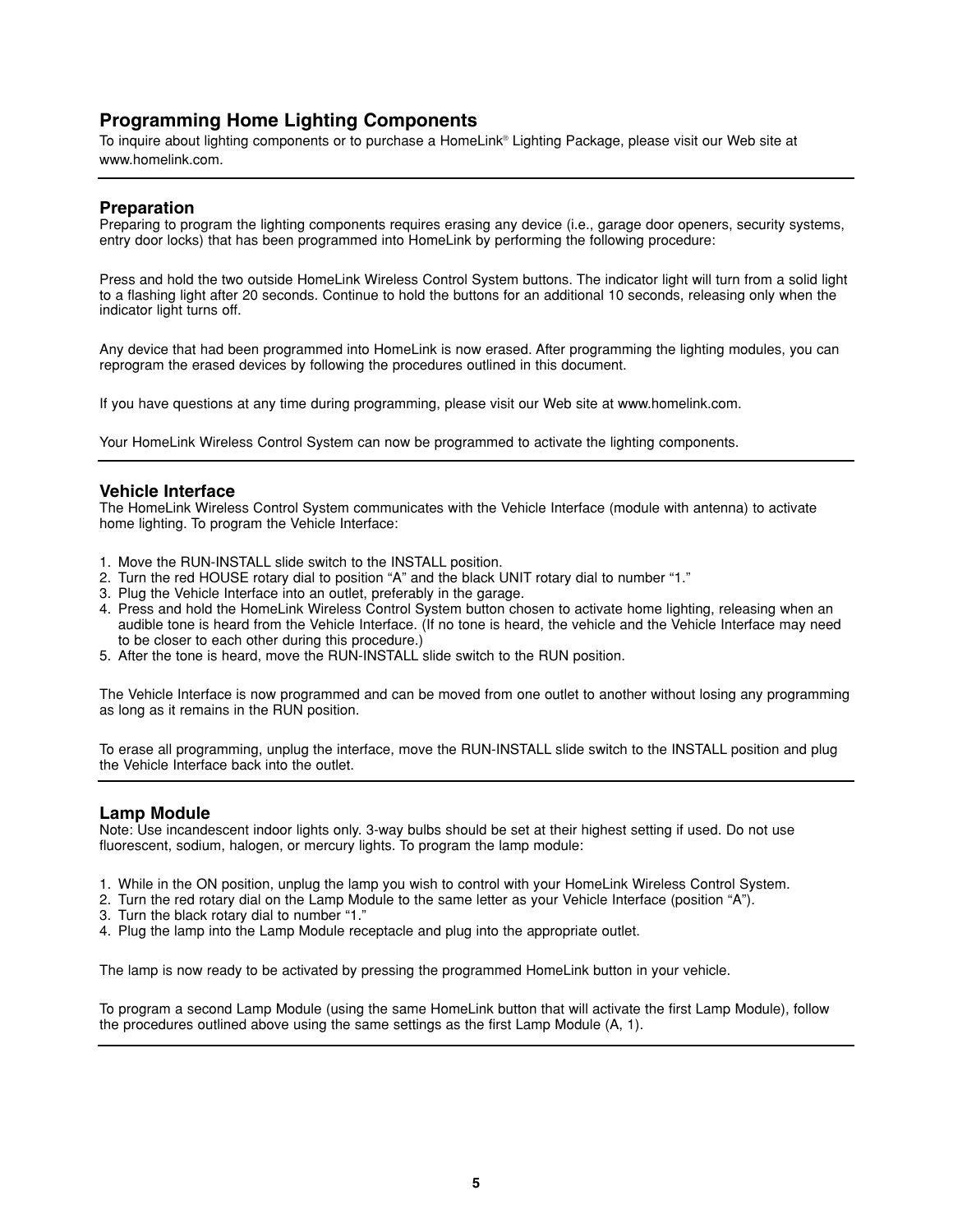## Programming Home Lighting Components

To inquire about lighting components or to purchase a HomeLink® Lighting Package, please visit our Web site at www.homelink.com.

---

### Preparation

Preparing to program the lighting components requires erasing any device (i.e., garage door openers, security systems, entry door locks) that has been programmed into HomeLink by performing the following procedure:

Press and hold the two outside HomeLink Wireless Control System buttons. The indicator light will turn from a solid light to a flashing light after 20 seconds. Continue to hold the buttons for an additional 10 seconds, releasing only when the indicator light turns off.

Any device that had been programmed into HomeLink is now erased. After programming the lighting modules, you can reprogram the erased devices by following the procedures outlined in this document.

If you have questions at any time during programming, please visit our Web site at www.homelink.com.

Your HomeLink Wireless Control System can now be programmed to activate the lighting components.

---

### Vehicle Interface

The HomeLink Wireless Control System communicates with the Vehicle Interface (module with antenna) to activate home lighting. To program the Vehicle Interface:

1. Move the RUN-INSTALL slide switch to the INSTALL position.
2. Turn the red HOUSE rotary dial to position "A" and the black UNIT rotary dial to number "1."
3. Plug the Vehicle Interface into an outlet, preferably in the garage.
4. Press and hold the HomeLink Wireless Control System button chosen to activate home lighting, releasing when an audible tone is heard from the Vehicle Interface. (If no tone is heard, the vehicle and the Vehicle Interface may need to be closer to each other during this procedure.)
5. After the tone is heard, move the RUN-INSTALL slide switch to the RUN position.

The Vehicle Interface is now programmed and can be moved from one outlet to another without losing any programming as long as it remains in the RUN position.

To erase all programming, unplug the interface, move the RUN-INSTALL slide switch to the INSTALL position and plug the Vehicle Interface back into the outlet.

---

### Lamp Module

Note: Use incandescent indoor lights only. 3-way bulbs should be set at their highest setting if used. Do not use fluorescent, sodium, halogen, or mercury lights. To program the lamp module:

1. While in the ON position, unplug the lamp you wish to control with your HomeLink Wireless Control System.
2. Turn the red rotary dial on the Lamp Module to the same letter as your Vehicle Interface (position "A").
3. Turn the black rotary dial to number "1."
4. Plug the lamp into the Lamp Module receptacle and plug into the appropriate outlet.

The lamp is now ready to be activated by pressing the programmed HomeLink button in your vehicle.

To program a second Lamp Module (using the same HomeLink button that will activate the first Lamp Module), follow the procedures outlined above using the same settings as the first Lamp Module (A, 1).

---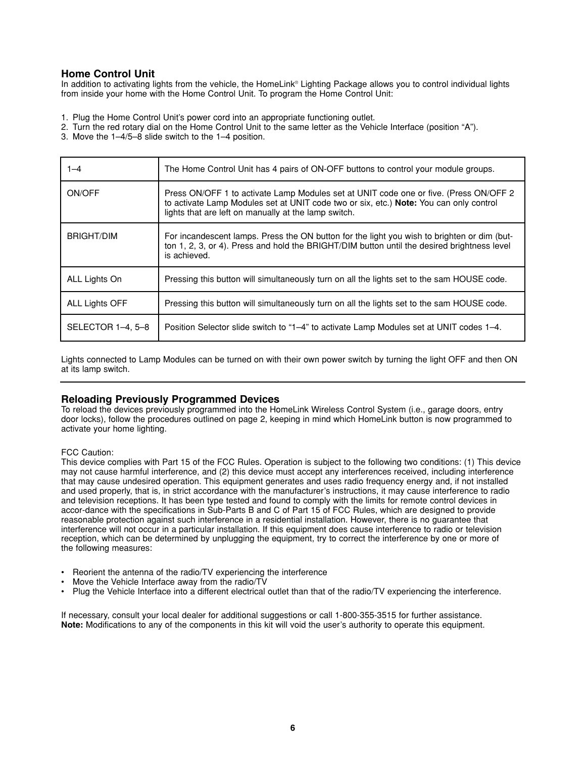## Home Control Unit

In addition to activating lights from the vehicle, the HomeLink® Lighting Package allows you to control individual lights from inside your home with the Home Control Unit. To program the Home Control Unit:

1. Plug the Home Control Unit's power cord into an appropriate functioning outlet.
2. Turn the red rotary dial on the Home Control Unit to the same letter as the Vehicle Interface (position "A").
3. Move the 1–4/5–8 slide switch to the 1–4 position.

| | |
|---|---|
| 1–4 | The Home Control Unit has 4 pairs of ON-OFF buttons to control your module groups. |
| ON/OFF | Press ON/OFF 1 to activate Lamp Modules set at UNIT code one or five. (Press ON/OFF 2 to activate Lamp Modules set at UNIT code two or six, etc.) **Note:** You can only control lights that are left on manually at the lamp switch. |
| BRIGHT/DIM | For incandescent lamps. Press the ON button for the light you wish to brighten or dim (button 1, 2, 3, or 4). Press and hold the BRIGHT/DIM button until the desired brightness level is achieved. |
| ALL Lights On | Pressing this button will simultaneously turn on all the lights set to the sam HOUSE code. |
| ALL Lights OFF | Pressing this button will simultaneously turn on all the lights set to the sam HOUSE code. |
| SELECTOR 1–4, 5–8 | Position Selector slide switch to "1–4" to activate Lamp Modules set at UNIT codes 1–4. |

Lights connected to Lamp Modules can be turned on with their own power switch by turning the light OFF and then ON at its lamp switch.

## Reloading Previously Programmed Devices

To reload the devices previously programmed into the HomeLink Wireless Control System (i.e., garage doors, entry door locks), follow the procedures outlined on page 2, keeping in mind which HomeLink button is now programmed to activate your home lighting.

FCC Caution:
This device complies with Part 15 of the FCC Rules. Operation is subject to the following two conditions: (1) This device may not cause harmful interference, and (2) this device must accept any interferences received, including interference that may cause undesired operation. This equipment generates and uses radio frequency energy and, if not installed and used properly, that is, in strict accordance with the manufacturer's instructions, it may cause interference to radio and television receptions. It has been type tested and found to comply with the limits for remote control devices in accor-dance with the specifications in Sub-Parts B and C of Part 15 of FCC Rules, which are designed to provide reasonable protection against such interference in a residential installation. However, there is no guarantee that interference will not occur in a particular installation. If this equipment does cause interference to radio or television reception, which can be determined by unplugging the equipment, try to correct the interference by one or more of the following measures:

- Reorient the antenna of the radio/TV experiencing the interference
- Move the Vehicle Interface away from the radio/TV
- Plug the Vehicle Interface into a different electrical outlet than that of the radio/TV experiencing the interference.

If necessary, consult your local dealer for additional suggestions or call 1-800-355-3515 for further assistance.
**Note:** Modifications to any of the components in this kit will void the user's authority to operate this equipment.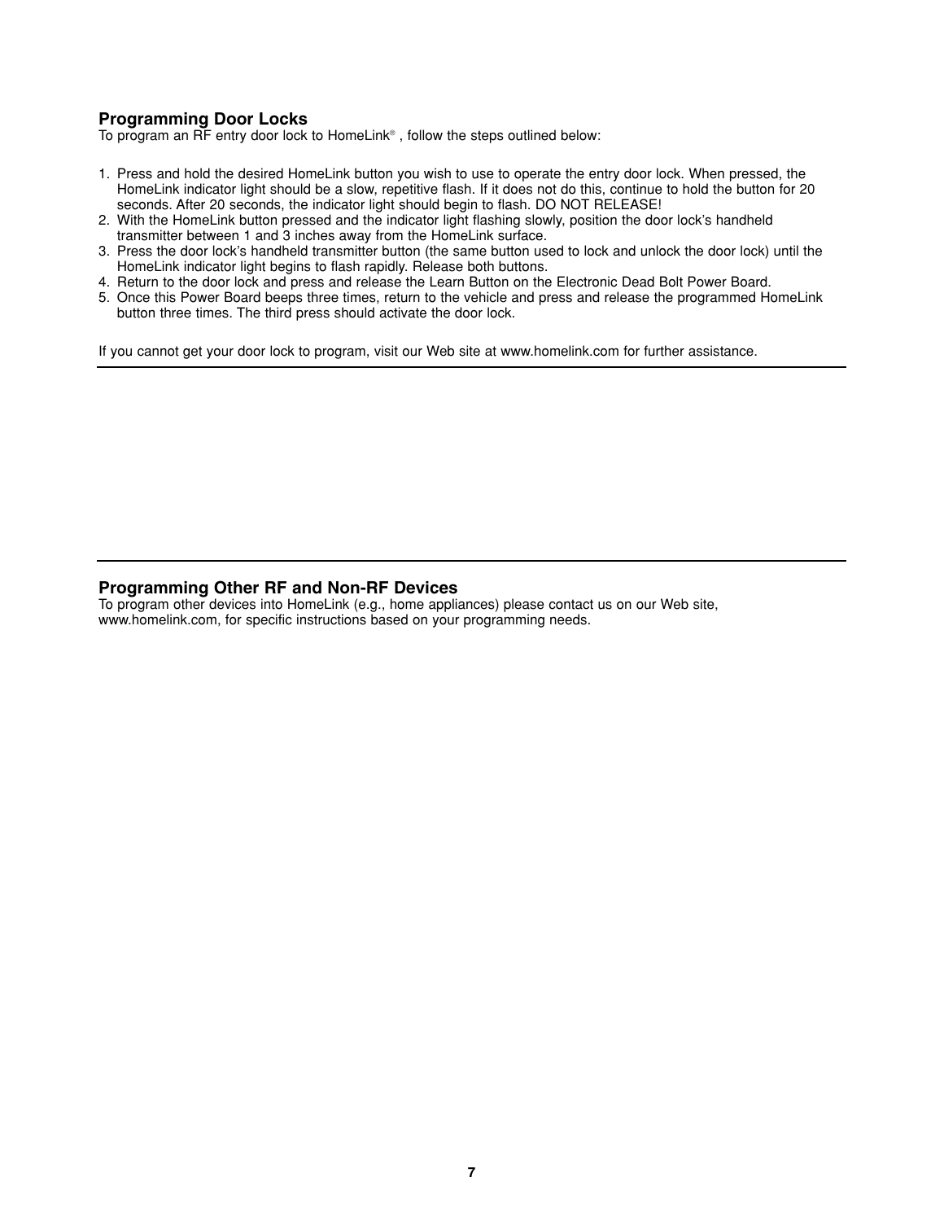## Programming Door Locks

To program an RF entry door lock to HomeLink®, follow the steps outlined below:

1. Press and hold the desired HomeLink button you wish to use to operate the entry door lock. When pressed, the HomeLink indicator light should be a slow, repetitive flash. If it does not do this, continue to hold the button for 20 seconds. After 20 seconds, the indicator light should begin to flash. DO NOT RELEASE!
2. With the HomeLink button pressed and the indicator light flashing slowly, position the door lock's handheld transmitter between 1 and 3 inches away from the HomeLink surface.
3. Press the door lock's handheld transmitter button (the same button used to lock and unlock the door lock) until the HomeLink indicator light begins to flash rapidly. Release both buttons.
4. Return to the door lock and press and release the Learn Button on the Electronic Dead Bolt Power Board.
5. Once this Power Board beeps three times, return to the vehicle and press and release the programmed HomeLink button three times. The third press should activate the door lock.

If you cannot get your door lock to program, visit our Web site at www.homelink.com for further assistance.

---

## Programming Other RF and Non-RF Devices

To program other devices into HomeLink (e.g., home appliances) please contact us on our Web site, www.homelink.com, for specific instructions based on your programming needs.